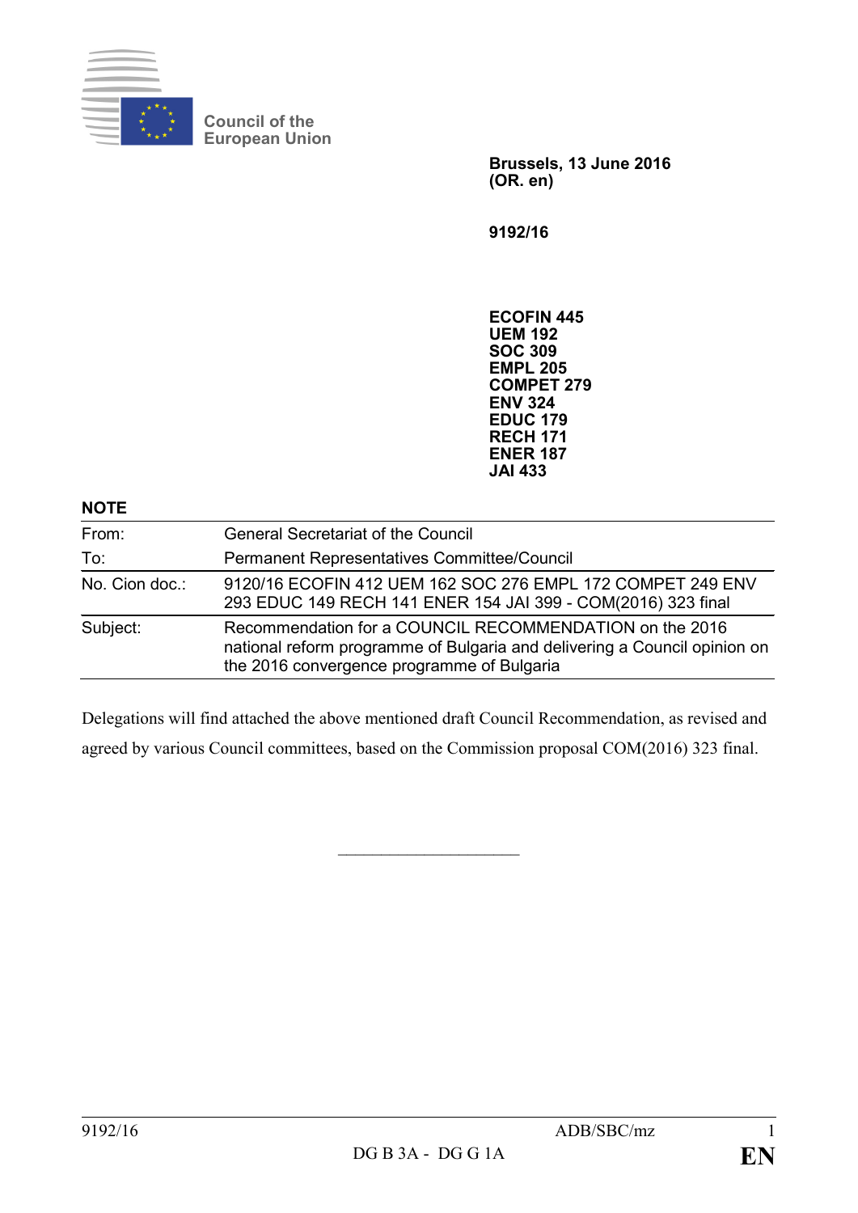Council of the European Union

**Brussels, 13 June 2016**
**(OR. en)**

**9192/16**

**ECOFIN 445**
**UEM 192**
**SOC 309**
**EMPL 205**
**COMPET 279**
**ENV 324**
**EDUC 179**
**RECH 171**
**ENER 187**
**JAI 433**

**NOTE**

| | |
|---|---|
| From: | General Secretariat of the Council |
| To: | Permanent Representatives Committee/Council |
| No. Cion doc.: | 9120/16 ECOFIN 412 UEM 162 SOC 276 EMPL 172 COMPET 249 ENV 293 EDUC 149 RECH 141 ENER 154 JAI 399 - COM(2016) 323 final |
| Subject: | Recommendation for a COUNCIL RECOMMENDATION on the 2016 national reform programme of Bulgaria and delivering a Council opinion on the 2016 convergence programme of Bulgaria |

Delegations will find attached the above mentioned draft Council Recommendation, as revised and agreed by various Council committees, based on the Commission proposal COM(2016) 323 final.

______________________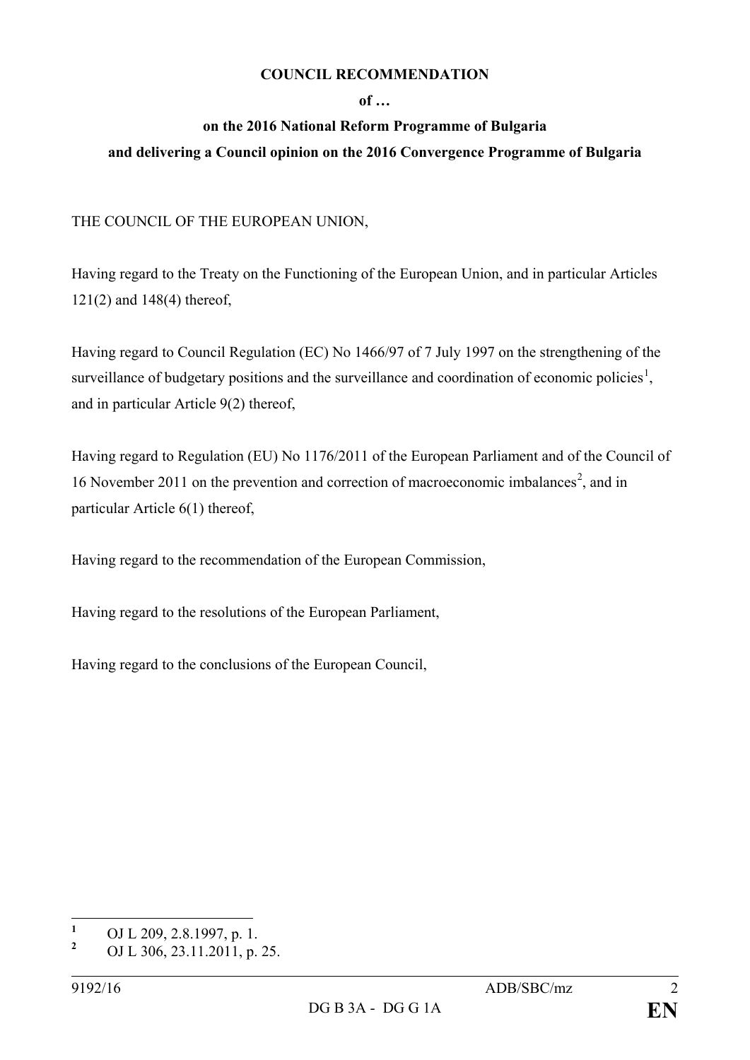**COUNCIL RECOMMENDATION**

**of …**

**on the 2016 National Reform Programme of Bulgaria**

**and delivering a Council opinion on the 2016 Convergence Programme of Bulgaria**

THE COUNCIL OF THE EUROPEAN UNION,

Having regard to the Treaty on the Functioning of the European Union, and in particular Articles 121(2) and 148(4) thereof,

Having regard to Council Regulation (EC) No 1466/97 of 7 July 1997 on the strengthening of the surveillance of budgetary positions and the surveillance and coordination of economic policies[1], and in particular Article 9(2) thereof,

Having regard to Regulation (EU) No 1176/2011 of the European Parliament and of the Council of 16 November 2011 on the prevention and correction of macroeconomic imbalances[2], and in particular Article 6(1) thereof,

Having regard to the recommendation of the European Commission,

Having regard to the resolutions of the European Parliament,

Having regard to the conclusions of the European Council,

---

[1] OJ L 209, 2.8.1997, p. 1.

[2] OJ L 306, 23.11.2011, p. 25.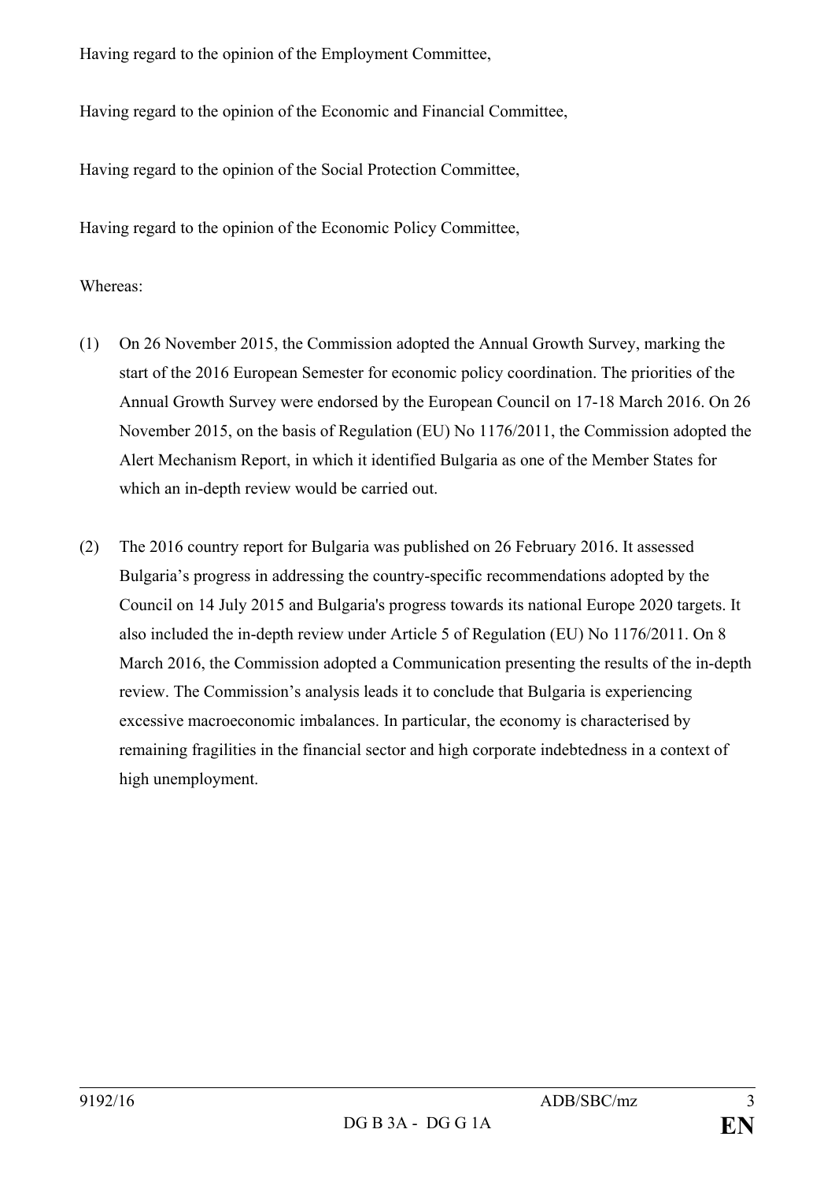Having regard to the opinion of the Employment Committee,

Having regard to the opinion of the Economic and Financial Committee,

Having regard to the opinion of the Social Protection Committee,

Having regard to the opinion of the Economic Policy Committee,

Whereas:

(1) On 26 November 2015, the Commission adopted the Annual Growth Survey, marking the start of the 2016 European Semester for economic policy coordination. The priorities of the Annual Growth Survey were endorsed by the European Council on 17-18 March 2016. On 26 November 2015, on the basis of Regulation (EU) No 1176/2011, the Commission adopted the Alert Mechanism Report, in which it identified Bulgaria as one of the Member States for which an in-depth review would be carried out.

(2) The 2016 country report for Bulgaria was published on 26 February 2016. It assessed Bulgaria's progress in addressing the country-specific recommendations adopted by the Council on 14 July 2015 and Bulgaria's progress towards its national Europe 2020 targets. It also included the in-depth review under Article 5 of Regulation (EU) No 1176/2011. On 8 March 2016, the Commission adopted a Communication presenting the results of the in-depth review. The Commission's analysis leads it to conclude that Bulgaria is experiencing excessive macroeconomic imbalances. In particular, the economy is characterised by remaining fragilities in the financial sector and high corporate indebtedness in a context of high unemployment.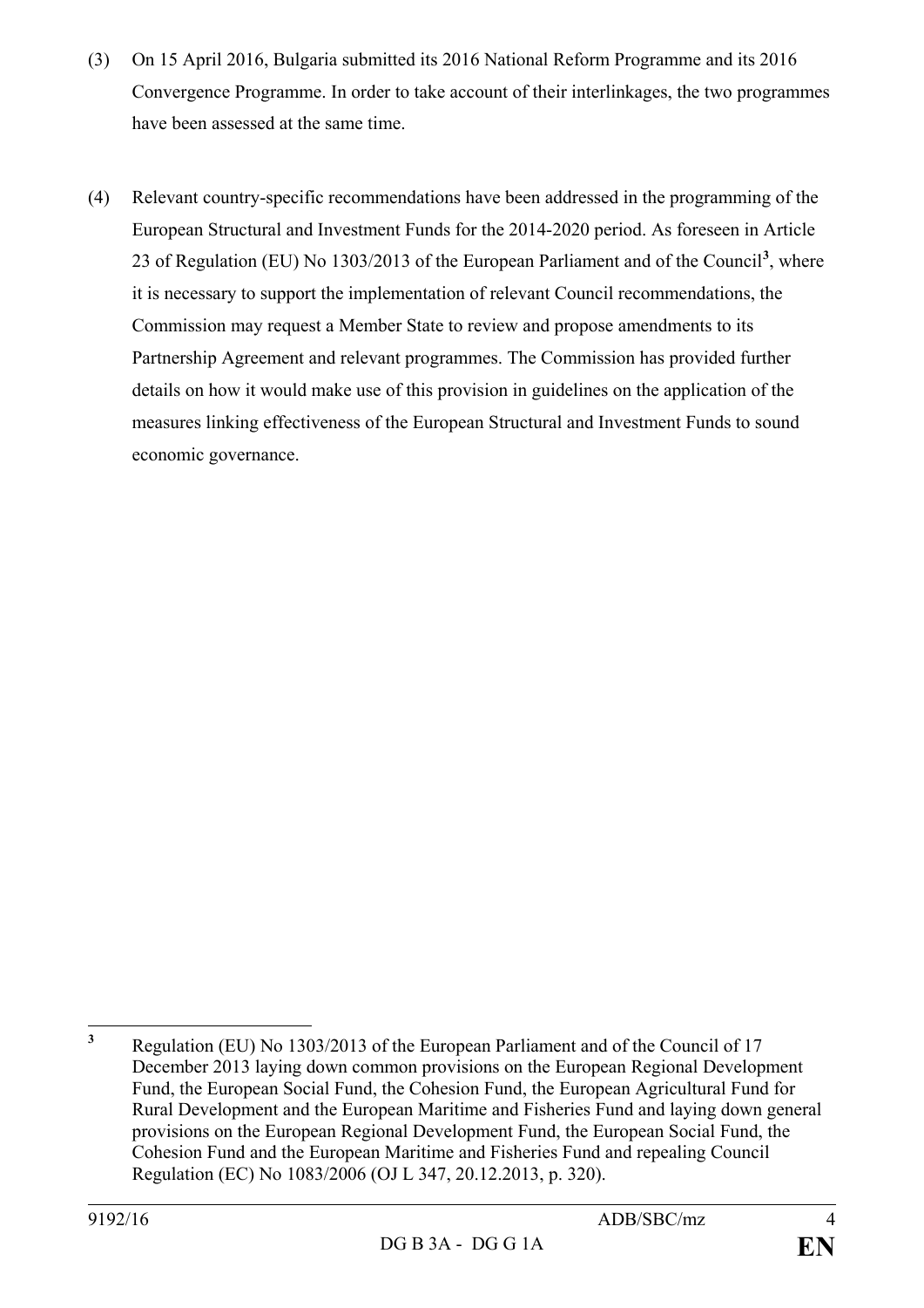(3) On 15 April 2016, Bulgaria submitted its 2016 National Reform Programme and its 2016 Convergence Programme. In order to take account of their interlinkages, the two programmes have been assessed at the same time.

(4) Relevant country-specific recommendations have been addressed in the programming of the European Structural and Investment Funds for the 2014-2020 period. As foreseen in Article 23 of Regulation (EU) No 1303/2013 of the European Parliament and of the Council[3], where it is necessary to support the implementation of relevant Council recommendations, the Commission may request a Member State to review and propose amendments to its Partnership Agreement and relevant programmes. The Commission has provided further details on how it would make use of this provision in guidelines on the application of the measures linking effectiveness of the European Structural and Investment Funds to sound economic governance.

---

[3] Regulation (EU) No 1303/2013 of the European Parliament and of the Council of 17 December 2013 laying down common provisions on the European Regional Development Fund, the European Social Fund, the Cohesion Fund, the European Agricultural Fund for Rural Development and the European Maritime and Fisheries Fund and laying down general provisions on the European Regional Development Fund, the European Social Fund, the Cohesion Fund and the European Maritime and Fisheries Fund and repealing Council Regulation (EC) No 1083/2006 (OJ L 347, 20.12.2013, p. 320).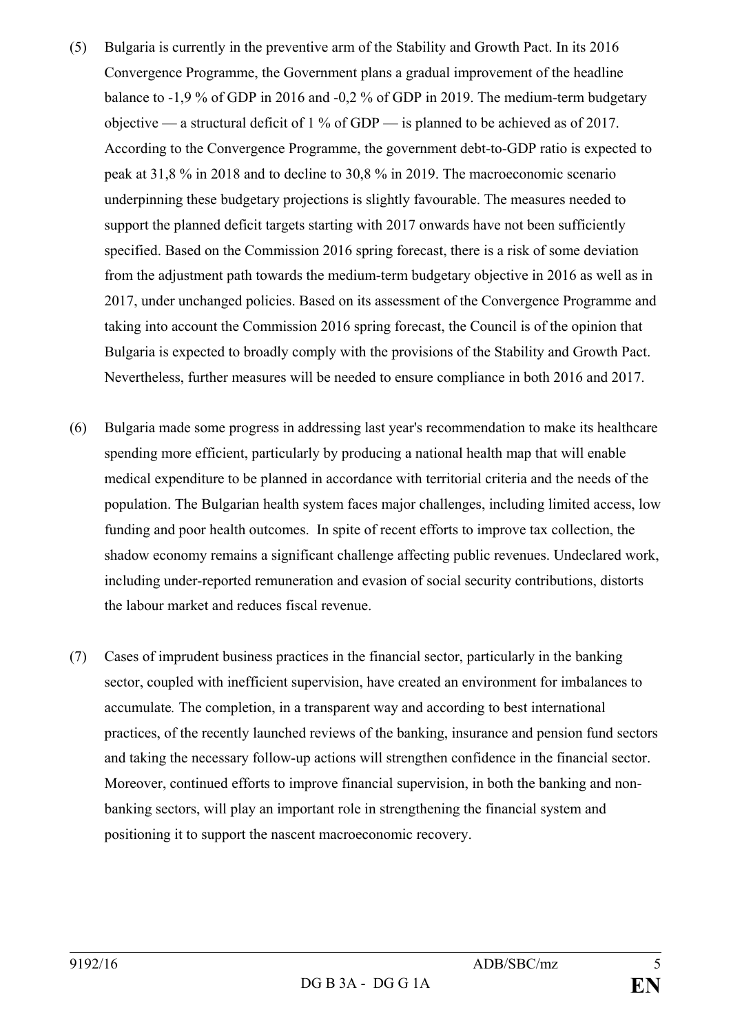(5) Bulgaria is currently in the preventive arm of the Stability and Growth Pact. In its 2016 Convergence Programme, the Government plans a gradual improvement of the headline balance to -1,9 % of GDP in 2016 and -0,2 % of GDP in 2019. The medium-term budgetary objective — a structural deficit of 1 % of GDP — is planned to be achieved as of 2017. According to the Convergence Programme, the government debt-to-GDP ratio is expected to peak at 31,8 % in 2018 and to decline to 30,8 % in 2019. The macroeconomic scenario underpinning these budgetary projections is slightly favourable. The measures needed to support the planned deficit targets starting with 2017 onwards have not been sufficiently specified. Based on the Commission 2016 spring forecast, there is a risk of some deviation from the adjustment path towards the medium-term budgetary objective in 2016 as well as in 2017, under unchanged policies. Based on its assessment of the Convergence Programme and taking into account the Commission 2016 spring forecast, the Council is of the opinion that Bulgaria is expected to broadly comply with the provisions of the Stability and Growth Pact. Nevertheless, further measures will be needed to ensure compliance in both 2016 and 2017.

(6) Bulgaria made some progress in addressing last year's recommendation to make its healthcare spending more efficient, particularly by producing a national health map that will enable medical expenditure to be planned in accordance with territorial criteria and the needs of the population. The Bulgarian health system faces major challenges, including limited access, low funding and poor health outcomes. In spite of recent efforts to improve tax collection, the shadow economy remains a significant challenge affecting public revenues. Undeclared work, including under-reported remuneration and evasion of social security contributions, distorts the labour market and reduces fiscal revenue.

(7) Cases of imprudent business practices in the financial sector, particularly in the banking sector, coupled with inefficient supervision, have created an environment for imbalances to accumulate. The completion, in a transparent way and according to best international practices, of the recently launched reviews of the banking, insurance and pension fund sectors and taking the necessary follow-up actions will strengthen confidence in the financial sector. Moreover, continued efforts to improve financial supervision, in both the banking and non-banking sectors, will play an important role in strengthening the financial system and positioning it to support the nascent macroeconomic recovery.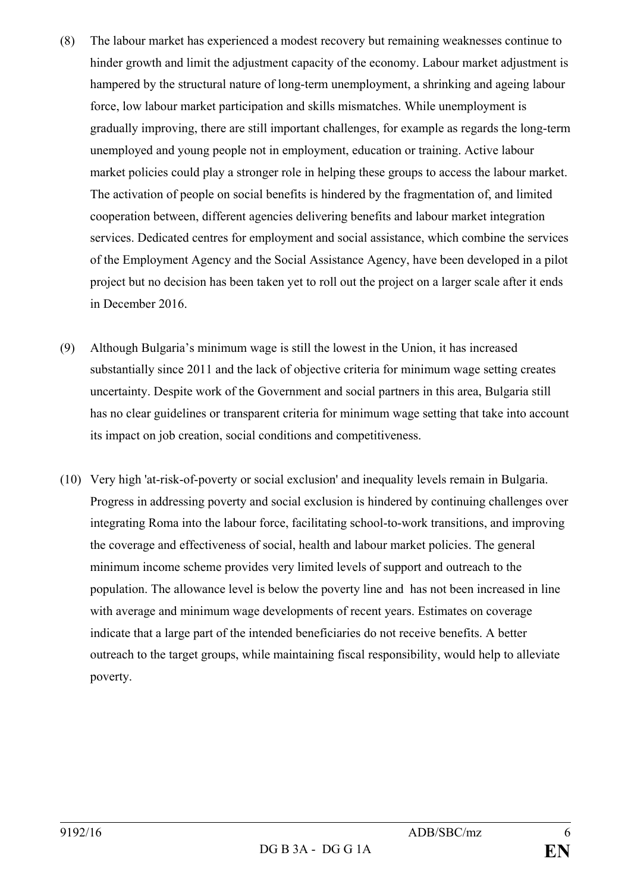(8) The labour market has experienced a modest recovery but remaining weaknesses continue to hinder growth and limit the adjustment capacity of the economy. Labour market adjustment is hampered by the structural nature of long-term unemployment, a shrinking and ageing labour force, low labour market participation and skills mismatches. While unemployment is gradually improving, there are still important challenges, for example as regards the long-term unemployed and young people not in employment, education or training. Active labour market policies could play a stronger role in helping these groups to access the labour market. The activation of people on social benefits is hindered by the fragmentation of, and limited cooperation between, different agencies delivering benefits and labour market integration services. Dedicated centres for employment and social assistance, which combine the services of the Employment Agency and the Social Assistance Agency, have been developed in a pilot project but no decision has been taken yet to roll out the project on a larger scale after it ends in December 2016.

(9) Although Bulgaria's minimum wage is still the lowest in the Union, it has increased substantially since 2011 and the lack of objective criteria for minimum wage setting creates uncertainty. Despite work of the Government and social partners in this area, Bulgaria still has no clear guidelines or transparent criteria for minimum wage setting that take into account its impact on job creation, social conditions and competitiveness.

(10) Very high 'at-risk-of-poverty or social exclusion' and inequality levels remain in Bulgaria. Progress in addressing poverty and social exclusion is hindered by continuing challenges over integrating Roma into the labour force, facilitating school-to-work transitions, and improving the coverage and effectiveness of social, health and labour market policies. The general minimum income scheme provides very limited levels of support and outreach to the population. The allowance level is below the poverty line and has not been increased in line with average and minimum wage developments of recent years. Estimates on coverage indicate that a large part of the intended beneficiaries do not receive benefits. A better outreach to the target groups, while maintaining fiscal responsibility, would help to alleviate poverty.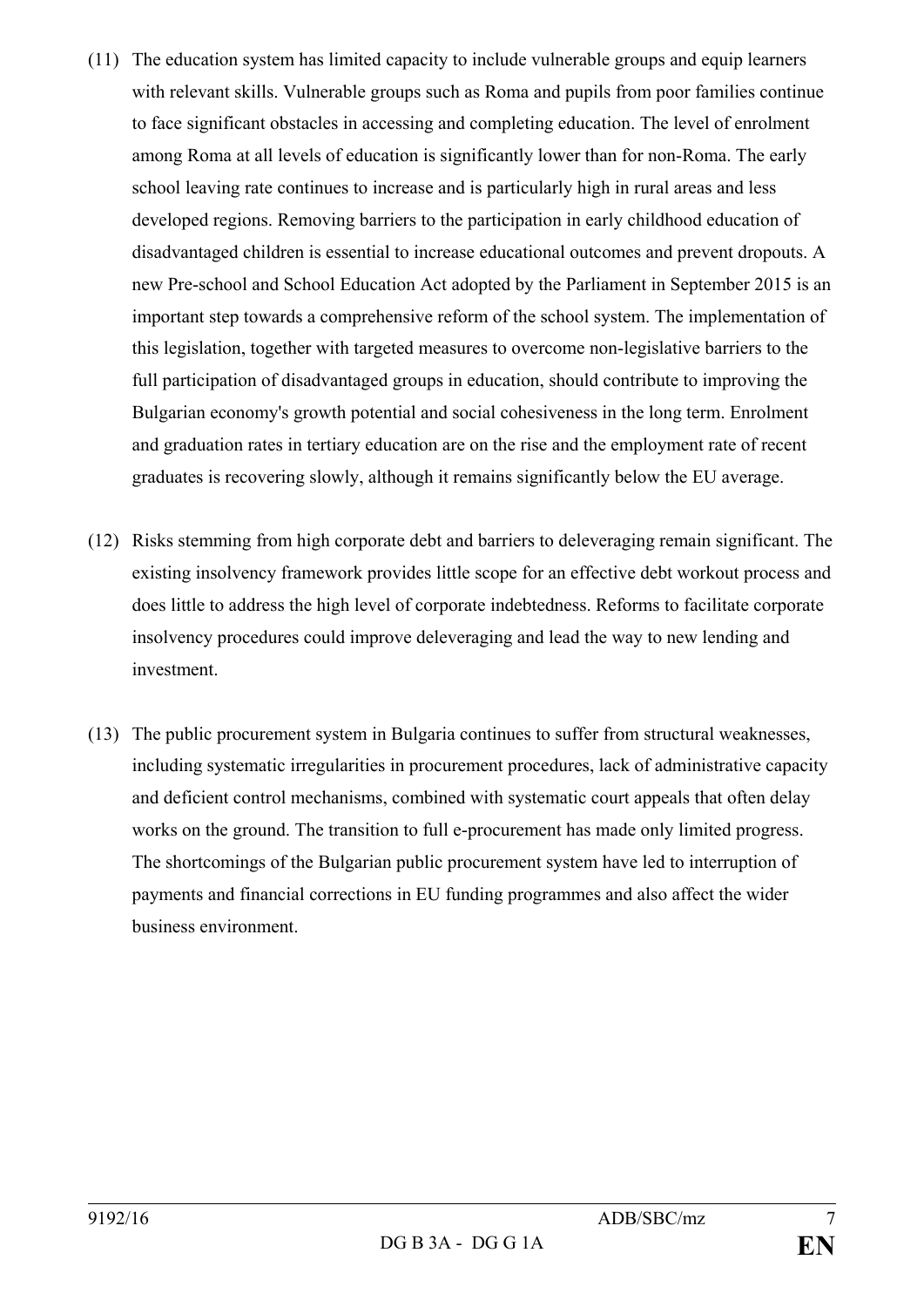(11) The education system has limited capacity to include vulnerable groups and equip learners with relevant skills. Vulnerable groups such as Roma and pupils from poor families continue to face significant obstacles in accessing and completing education. The level of enrolment among Roma at all levels of education is significantly lower than for non-Roma. The early school leaving rate continues to increase and is particularly high in rural areas and less developed regions. Removing barriers to the participation in early childhood education of disadvantaged children is essential to increase educational outcomes and prevent dropouts. A new Pre-school and School Education Act adopted by the Parliament in September 2015 is an important step towards a comprehensive reform of the school system. The implementation of this legislation, together with targeted measures to overcome non-legislative barriers to the full participation of disadvantaged groups in education, should contribute to improving the Bulgarian economy's growth potential and social cohesiveness in the long term. Enrolment and graduation rates in tertiary education are on the rise and the employment rate of recent graduates is recovering slowly, although it remains significantly below the EU average.

(12) Risks stemming from high corporate debt and barriers to deleveraging remain significant. The existing insolvency framework provides little scope for an effective debt workout process and does little to address the high level of corporate indebtedness. Reforms to facilitate corporate insolvency procedures could improve deleveraging and lead the way to new lending and investment.

(13) The public procurement system in Bulgaria continues to suffer from structural weaknesses, including systematic irregularities in procurement procedures, lack of administrative capacity and deficient control mechanisms, combined with systematic court appeals that often delay works on the ground. The transition to full e-procurement has made only limited progress. The shortcomings of the Bulgarian public procurement system have led to interruption of payments and financial corrections in EU funding programmes and also affect the wider business environment.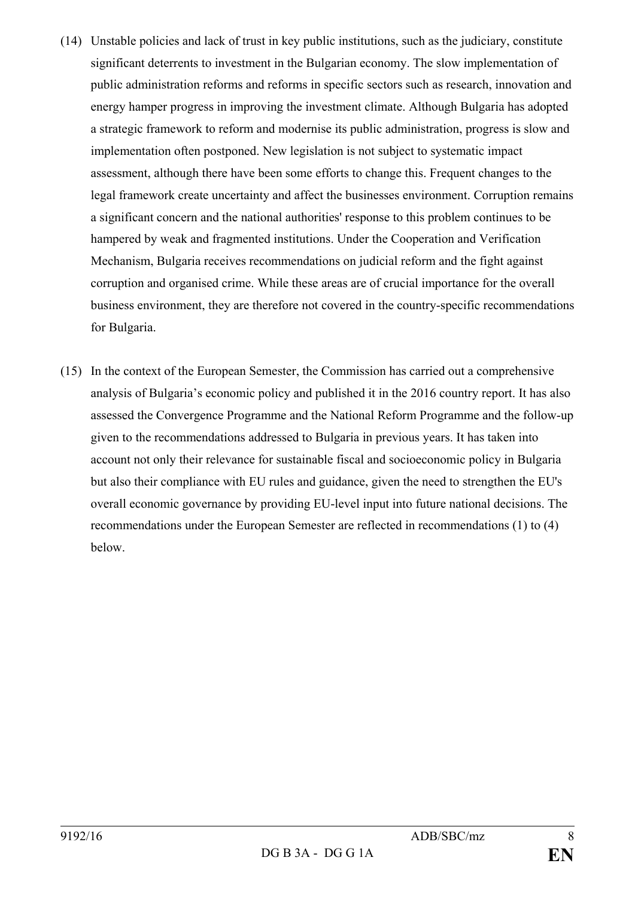(14) Unstable policies and lack of trust in key public institutions, such as the judiciary, constitute significant deterrents to investment in the Bulgarian economy. The slow implementation of public administration reforms and reforms in specific sectors such as research, innovation and energy hamper progress in improving the investment climate. Although Bulgaria has adopted a strategic framework to reform and modernise its public administration, progress is slow and implementation often postponed. New legislation is not subject to systematic impact assessment, although there have been some efforts to change this. Frequent changes to the legal framework create uncertainty and affect the businesses environment. Corruption remains a significant concern and the national authorities' response to this problem continues to be hampered by weak and fragmented institutions. Under the Cooperation and Verification Mechanism, Bulgaria receives recommendations on judicial reform and the fight against corruption and organised crime. While these areas are of crucial importance for the overall business environment, they are therefore not covered in the country-specific recommendations for Bulgaria.

(15) In the context of the European Semester, the Commission has carried out a comprehensive analysis of Bulgaria's economic policy and published it in the 2016 country report. It has also assessed the Convergence Programme and the National Reform Programme and the follow-up given to the recommendations addressed to Bulgaria in previous years. It has taken into account not only their relevance for sustainable fiscal and socioeconomic policy in Bulgaria but also their compliance with EU rules and guidance, given the need to strengthen the EU's overall economic governance by providing EU-level input into future national decisions. The recommendations under the European Semester are reflected in recommendations (1) to (4) below.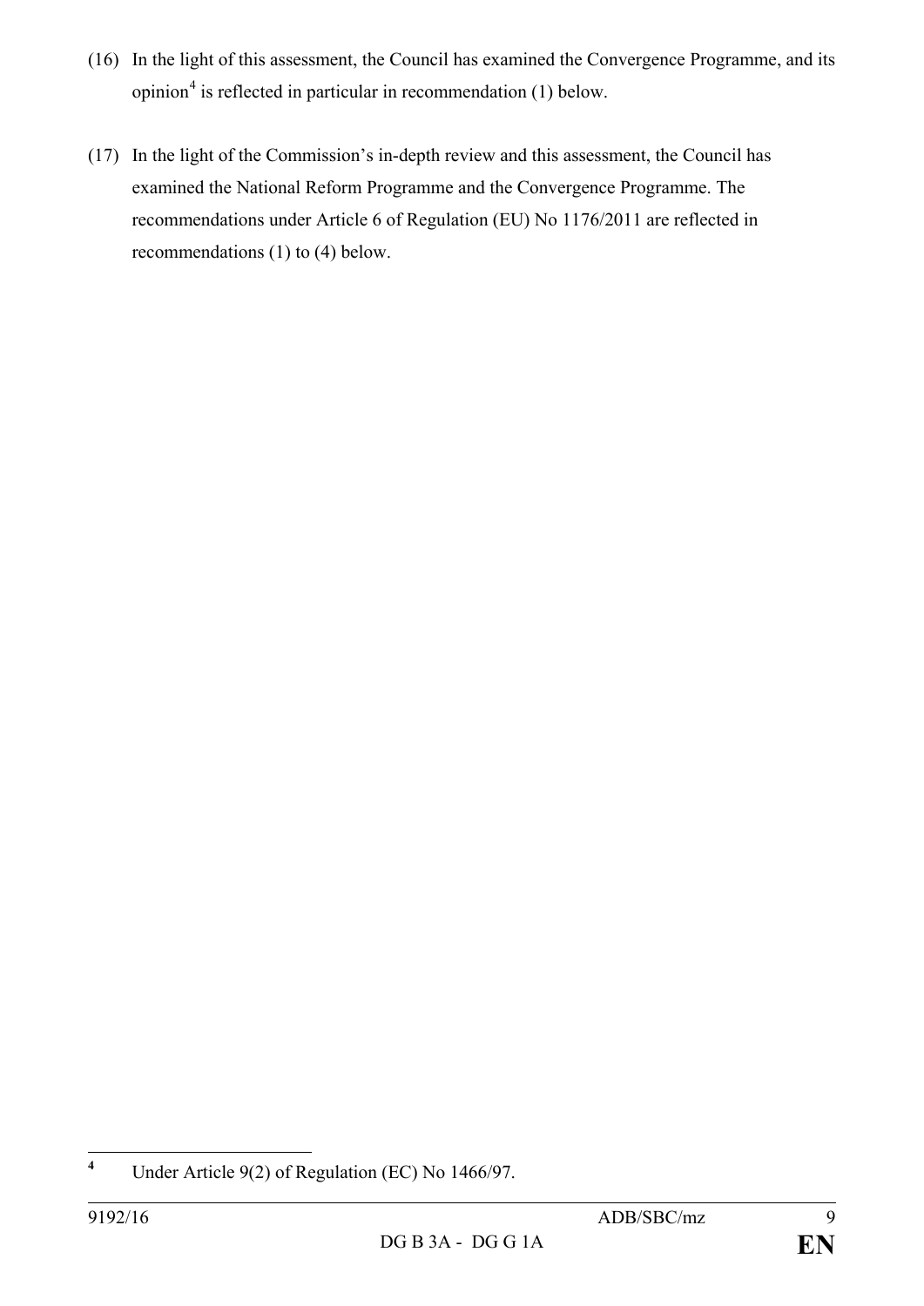(16) In the light of this assessment, the Council has examined the Convergence Programme, and its opinion[4] is reflected in particular in recommendation (1) below.

(17) In the light of the Commission's in-depth review and this assessment, the Council has examined the National Reform Programme and the Convergence Programme. The recommendations under Article 6 of Regulation (EU) No 1176/2011 are reflected in recommendations (1) to (4) below.

---

[4] Under Article 9(2) of Regulation (EC) No 1466/97.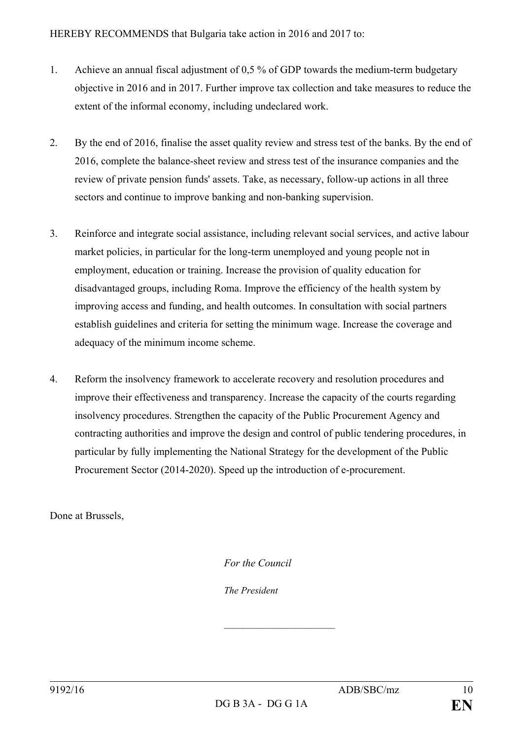HEREBY RECOMMENDS that Bulgaria take action in 2016 and 2017 to:

1. Achieve an annual fiscal adjustment of 0,5 % of GDP towards the medium-term budgetary objective in 2016 and in 2017. Further improve tax collection and take measures to reduce the extent of the informal economy, including undeclared work.

2. By the end of 2016, finalise the asset quality review and stress test of the banks. By the end of 2016, complete the balance-sheet review and stress test of the insurance companies and the review of private pension funds' assets. Take, as necessary, follow-up actions in all three sectors and continue to improve banking and non-banking supervision.

3. Reinforce and integrate social assistance, including relevant social services, and active labour market policies, in particular for the long-term unemployed and young people not in employment, education or training. Increase the provision of quality education for disadvantaged groups, including Roma. Improve the efficiency of the health system by improving access and funding, and health outcomes. In consultation with social partners establish guidelines and criteria for setting the minimum wage. Increase the coverage and adequacy of the minimum income scheme.

4. Reform the insolvency framework to accelerate recovery and resolution procedures and improve their effectiveness and transparency. Increase the capacity of the courts regarding insolvency procedures. Strengthen the capacity of the Public Procurement Agency and contracting authorities and improve the design and control of public tendering procedures, in particular by fully implementing the National Strategy for the development of the Public Procurement Sector (2014-2020). Speed up the introduction of e-procurement.

Done at Brussels,

*For the Council*

*The President*